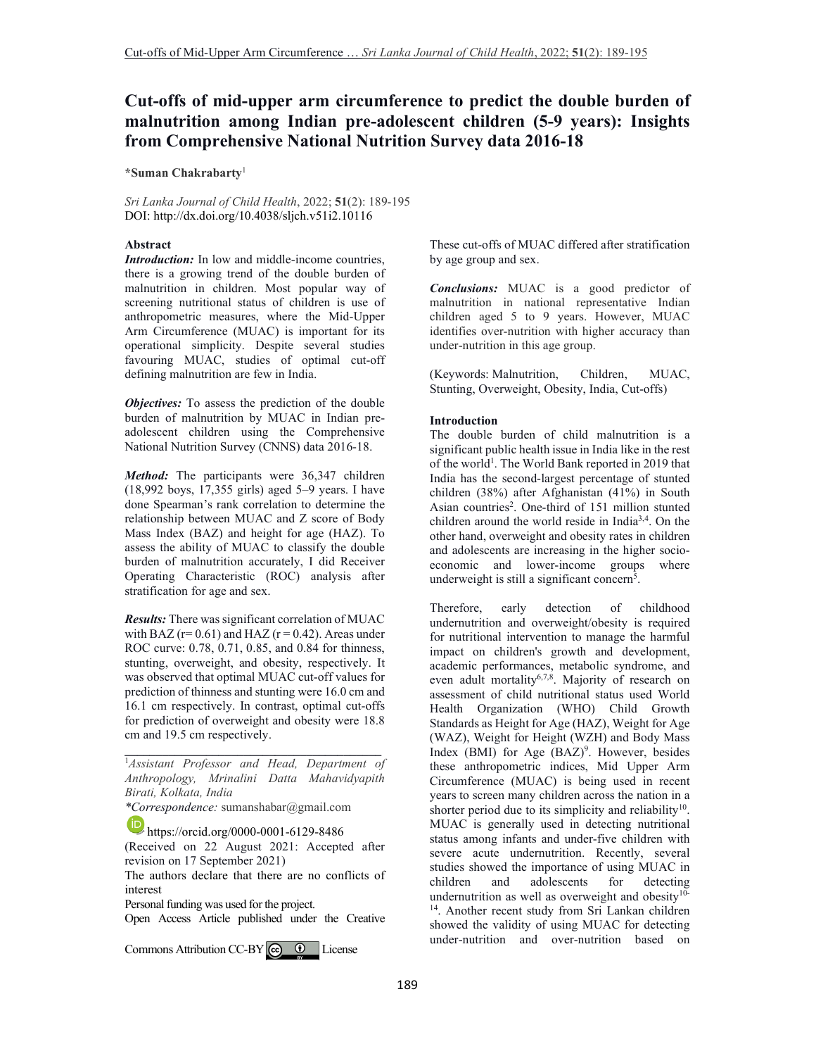# Cut-offs of mid-upper arm circumference to predict the double burden of malnutrition among Indian pre-adolescent children (5-9 years): Insights from Comprehensive National Nutrition Survey data 2016-18

**\*Suman Chakrabarty**[1]

*Sri Lanka Journal of Child Health*, 2022; **51**(2): 189-195
DOI: http://dx.doi.org/10.4038/sljch.v51i2.10116

### Abstract

***Introduction:*** In low and middle-income countries, there is a growing trend of the double burden of malnutrition in children. Most popular way of screening nutritional status of children is use of anthropometric measures, where the Mid-Upper Arm Circumference (MUAC) is important for its operational simplicity. Despite several studies favouring MUAC, studies of optimal cut-off defining malnutrition are few in India.

***Objectives:*** To assess the prediction of the double burden of malnutrition by MUAC in Indian pre-adolescent children using the Comprehensive National Nutrition Survey (CNNS) data 2016-18.

***Method:*** The participants were 36,347 children (18,992 boys, 17,355 girls) aged 5–9 years. I have done Spearman's rank correlation to determine the relationship between MUAC and Z score of Body Mass Index (BAZ) and height for age (HAZ). To assess the ability of MUAC to classify the double burden of malnutrition accurately, I did Receiver Operating Characteristic (ROC) analysis after stratification for age and sex.

***Results:*** There was significant correlation of MUAC with BAZ (r= 0.61) and HAZ (r = 0.42). Areas under ROC curve: 0.78, 0.71, 0.85, and 0.84 for thinness, stunting, overweight, and obesity, respectively. It was observed that optimal MUAC cut-off values for prediction of thinness and stunting were 16.0 cm and 16.1 cm respectively. In contrast, optimal cut-offs for prediction of overweight and obesity were 18.8 cm and 19.5 cm respectively. These cut-offs of MUAC differed after stratification by age group and sex.

***Conclusions:*** MUAC is a good predictor of malnutrition in national representative Indian children aged 5 to 9 years. However, MUAC identifies over-nutrition with higher accuracy than under-nutrition in this age group.

(Keywords: Malnutrition, Children, MUAC, Stunting, Overweight, Obesity, India, Cut-offs)

---

[1]*Assistant Professor and Head, Department of Anthropology, Mrinalini Datta Mahavidyapith Birati, Kolkata, India*

*\*Correspondence:* sumanshabar@gmail.com

https://orcid.org/0000-0001-6129-8486

(Received on 22 August 2021: Accepted after revision on 17 September 2021)

The authors declare that there are no conflicts of interest

Personal funding was used for the project.

Open Access Article published under the Creative Commons Attribution CC-BY License

### Introduction

The double burden of child malnutrition is a significant public health issue in India like in the rest of the world[1]. The World Bank reported in 2019 that India has the second-largest percentage of stunted children (38%) after Afghanistan (41%) in South Asian countries[2]. One-third of 151 million stunted children around the world reside in India[3,4]. On the other hand, overweight and obesity rates in children and adolescents are increasing in the higher socio-economic and lower-income groups where underweight is still a significant concern[5].

Therefore, early detection of childhood undernutrition and overweight/obesity is required for nutritional intervention to manage the harmful impact on children's growth and development, academic performances, metabolic syndrome, and even adult mortality[6,7,8]. Majority of research on assessment of child nutritional status used World Health Organization (WHO) Child Growth Standards as Height for Age (HAZ), Weight for Age (WAZ), Weight for Height (WZH) and Body Mass Index (BMI) for Age (BAZ)[9]. However, besides these anthropometric indices, Mid Upper Arm Circumference (MUAC) is being used in recent years to screen many children across the nation in a shorter period due to its simplicity and reliability[10]. MUAC is generally used in detecting nutritional status among infants and under-five children with severe acute undernutrition. Recently, several studies showed the importance of using MUAC in children and adolescents for detecting undernutrition as well as overweight and obesity[10-14]. Another recent study from Sri Lankan children showed the validity of using MUAC for detecting under-nutrition and over-nutrition based on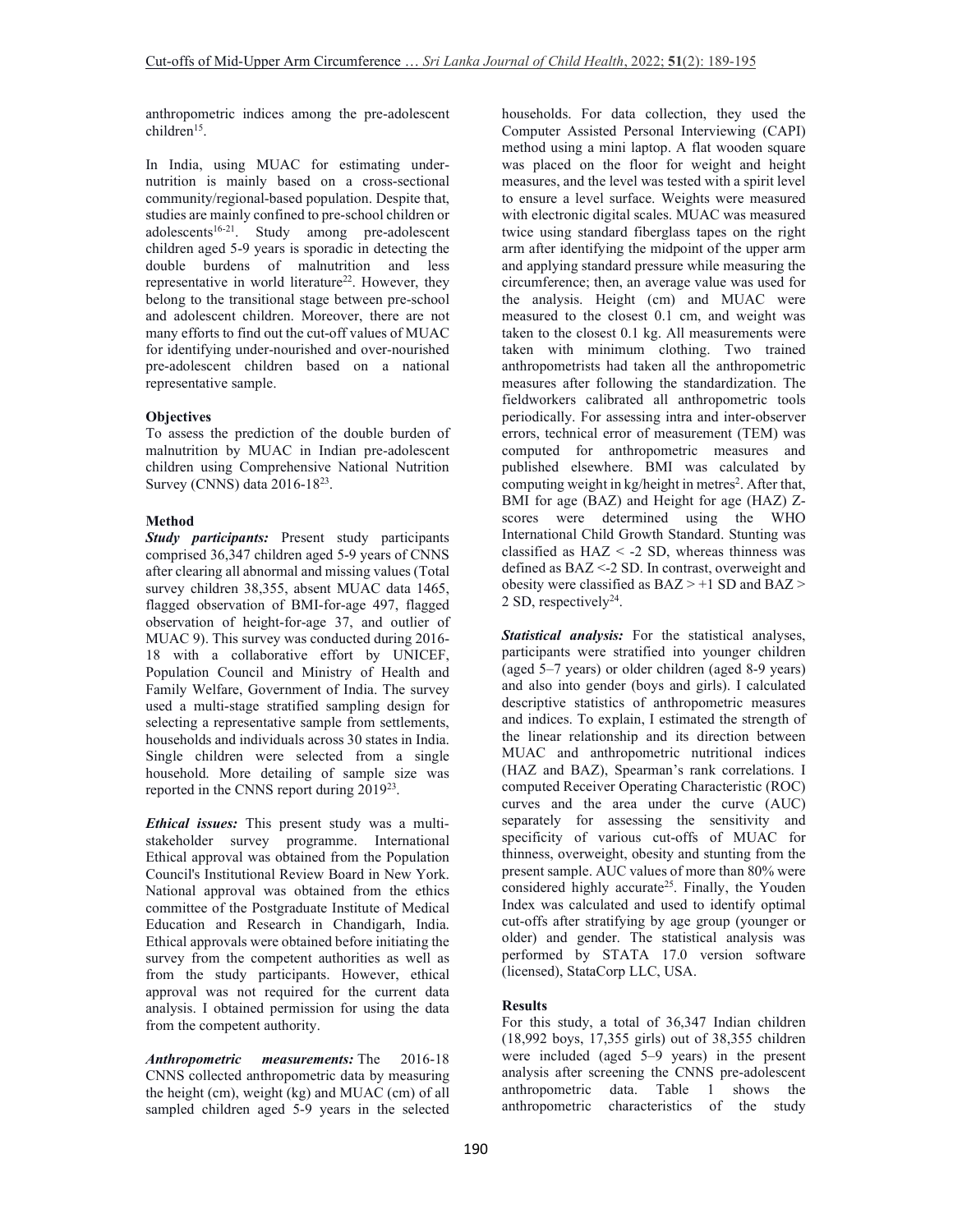anthropometric indices among the pre-adolescent children[15].

In India, using MUAC for estimating under-nutrition is mainly based on a cross-sectional community/regional-based population. Despite that, studies are mainly confined to pre-school children or adolescents[16-21]. Study among pre-adolescent children aged 5-9 years is sporadic in detecting the double burdens of malnutrition and less representative in world literature[22]. However, they belong to the transitional stage between pre-school and adolescent children. Moreover, there are not many efforts to find out the cut-off values of MUAC for identifying under-nourished and over-nourished pre-adolescent children based on a national representative sample.

### Objectives

To assess the prediction of the double burden of malnutrition by MUAC in Indian pre-adolescent children using Comprehensive National Nutrition Survey (CNNS) data 2016-18[23].

### Method

***Study participants:*** Present study participants comprised 36,347 children aged 5-9 years of CNNS after clearing all abnormal and missing values (Total survey children 38,355, absent MUAC data 1465, flagged observation of BMI-for-age 497, flagged observation of height-for-age 37, and outlier of MUAC 9). This survey was conducted during 2016-18 with a collaborative effort by UNICEF, Population Council and Ministry of Health and Family Welfare, Government of India. The survey used a multi-stage stratified sampling design for selecting a representative sample from settlements, households and individuals across 30 states in India. Single children were selected from a single household. More detailing of sample size was reported in the CNNS report during 2019[23].

***Ethical issues:*** This present study was a multi-stakeholder survey programme. International Ethical approval was obtained from the Population Council's Institutional Review Board in New York. National approval was obtained from the ethics committee of the Postgraduate Institute of Medical Education and Research in Chandigarh, India. Ethical approvals were obtained before initiating the survey from the competent authorities as well as from the study participants. However, ethical approval was not required for the current data analysis. I obtained permission for using the data from the competent authority.

***Anthropometric measurements:*** The 2016-18 CNNS collected anthropometric data by measuring the height (cm), weight (kg) and MUAC (cm) of all sampled children aged 5-9 years in the selected households. For data collection, they used the Computer Assisted Personal Interviewing (CAPI) method using a mini laptop. A flat wooden square was placed on the floor for weight and height measures, and the level was tested with a spirit level to ensure a level surface. Weights were measured with electronic digital scales. MUAC was measured twice using standard fiberglass tapes on the right arm after identifying the midpoint of the upper arm and applying standard pressure while measuring the circumference; then, an average value was used for the analysis. Height (cm) and MUAC were measured to the closest 0.1 cm, and weight was taken to the closest 0.1 kg. All measurements were taken with minimum clothing. Two trained anthropometrists had taken all the anthropometric measures after following the standardization. The fieldworkers calibrated all anthropometric tools periodically. For assessing intra and inter-observer errors, technical error of measurement (TEM) was computed for anthropometric measures and published elsewhere. BMI was calculated by computing weight in kg/height in metres$^2$. After that, BMI for age (BAZ) and Height for age (HAZ) Z-scores were determined using the WHO International Child Growth Standard. Stunting was classified as HAZ < -2 SD, whereas thinness was defined as BAZ <-2 SD. In contrast, overweight and obesity were classified as BAZ > +1 SD and BAZ > 2 SD, respectively[24].

***Statistical analysis:*** For the statistical analyses, participants were stratified into younger children (aged 5–7 years) or older children (aged 8-9 years) and also into gender (boys and girls). I calculated descriptive statistics of anthropometric measures and indices. To explain, I estimated the strength of the linear relationship and its direction between MUAC and anthropometric nutritional indices (HAZ and BAZ), Spearman's rank correlations. I computed Receiver Operating Characteristic (ROC) curves and the area under the curve (AUC) separately for assessing the sensitivity and specificity of various cut-offs of MUAC for thinness, overweight, obesity and stunting from the present sample. AUC values of more than 80% were considered highly accurate[25]. Finally, the Youden Index was calculated and used to identify optimal cut-offs after stratifying by age group (younger or older) and gender. The statistical analysis was performed by STATA 17.0 version software (licensed), StataCorp LLC, USA.

### Results

For this study, a total of 36,347 Indian children (18,992 boys, 17,355 girls) out of 38,355 children were included (aged 5–9 years) in the present analysis after screening the CNNS pre-adolescent anthropometric data. Table 1 shows the anthropometric characteristics of the study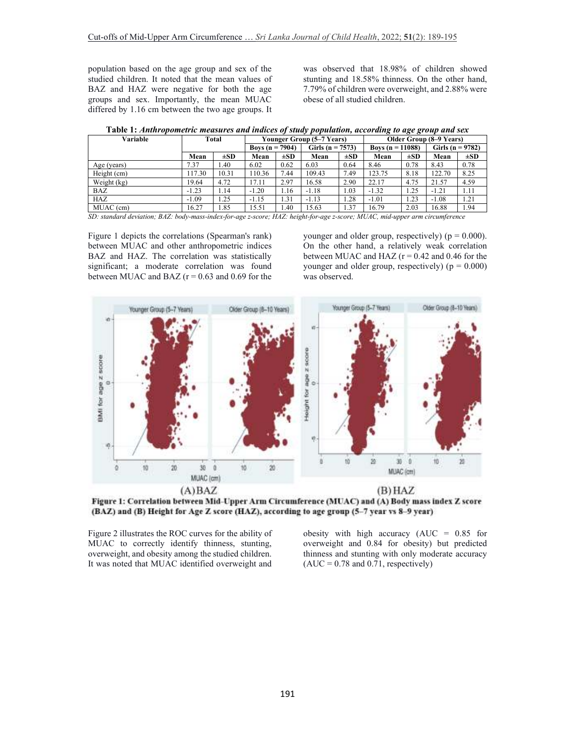population based on the age group and sex of the studied children. It noted that the mean values of BAZ and HAZ were negative for both the age groups and sex. Importantly, the mean MUAC differed by 1.16 cm between the two age groups. It was observed that 18.98% of children showed stunting and 18.58% thinness. On the other hand, 7.79% of children were overweight, and 2.88% were obese of all studied children.

**Table 1:** ***Anthropometric measures and indices of study population, according to age group and sex***

| Variable | Total | | Younger Group (5–7 Years) | | | | Older Group (8–9 Years) | | | |
|---|---|---|---|---|---|---|---|---|---|---|
| | | | Boys (n = 7904) | | Girls (n = 7573) | | Boys (n = 11088) | | Girls (n = 9782) | |
| | Mean | ±SD | Mean | ±SD | Mean | ±SD | Mean | ±SD | Mean | ±SD |
| Age (years) | 7.37 | 1.40 | 6.02 | 0.62 | 6.03 | 0.64 | 8.46 | 0.78 | 8.43 | 0.78 |
| Height (cm) | 117.30 | 10.31 | 110.36 | 7.44 | 109.43 | 7.49 | 123.75 | 8.18 | 122.70 | 8.25 |
| Weight (kg) | 19.64 | 4.72 | 17.11 | 2.97 | 16.58 | 2.90 | 22.17 | 4.75 | 21.57 | 4.59 |
| BAZ | -1.23 | 1.14 | -1.20 | 1.16 | -1.18 | 1.03 | -1.32 | 1.25 | -1.21 | 1.11 |
| HAZ | -1.09 | 1.25 | -1.15 | 1.31 | -1.13 | 1.28 | -1.01 | 1.23 | -1.08 | 1.21 |
| MUAC (cm) | 16.27 | 1.85 | 15.51 | 1.40 | 15.63 | 1.37 | 16.79 | 2.03 | 16.88 | 1.94 |

*SD: standard deviation; BAZ: body-mass-index-for-age z-score; HAZ: height-for-age z-score; MUAC, mid-upper arm circumference*

Figure 1 depicts the correlations (Spearman's rank) between MUAC and other anthropometric indices BAZ and HAZ. The correlation was statistically significant; a moderate correlation was found between MUAC and BAZ (r = 0.63 and 0.69 for the younger and older group, respectively) (p = 0.000). On the other hand, a relatively weak correlation between MUAC and HAZ (r = 0.42 and 0.46 for the younger and older group, respectively) (p = 0.000) was observed.

**Figure 1: Correlation between Mid-Upper Arm Circumference (MUAC) and (A) Body mass index Z score (BAZ) and (B) Height for Age Z score (HAZ), according to age group (5–7 year vs 8–9 year)**

Figure 2 illustrates the ROC curves for the ability of MUAC to correctly identify thinness, stunting, overweight, and obesity among the studied children. It was noted that MUAC identified overweight and obesity with high accuracy (AUC = 0.85 for overweight and 0.84 for obesity) but predicted thinness and stunting with only moderate accuracy (AUC = 0.78 and 0.71, respectively)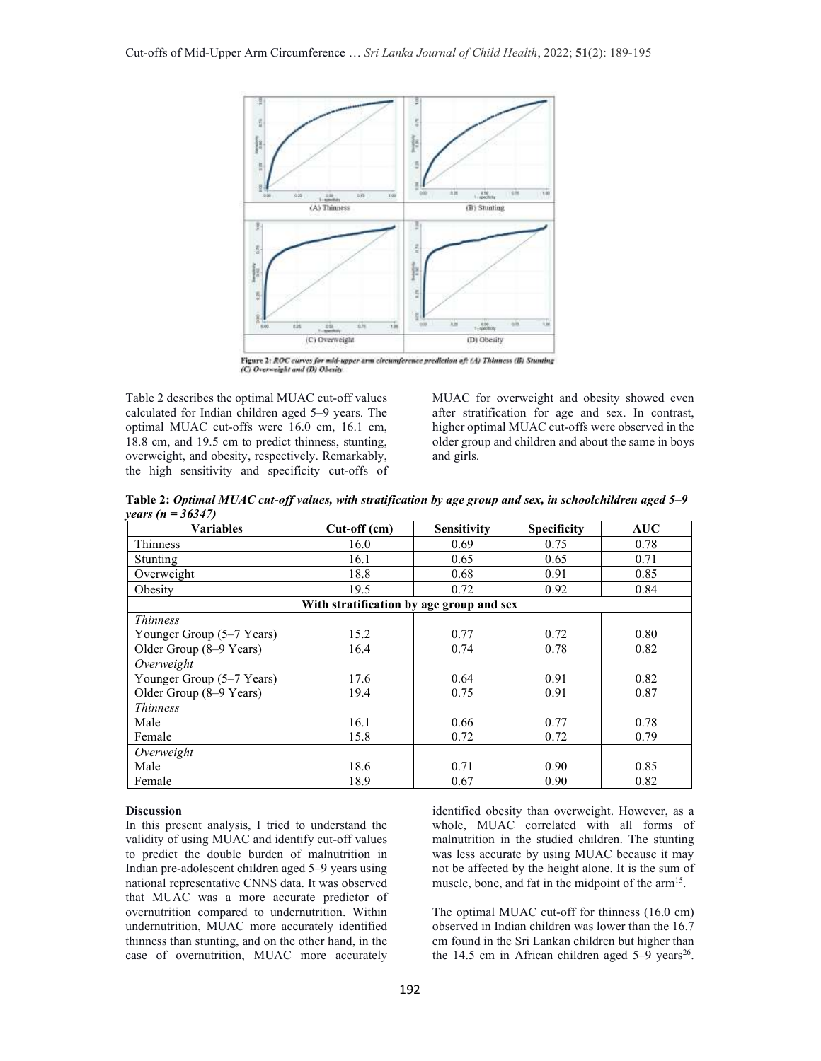Figure 2: *ROC curves for mid-upper arm circumference prediction of: (A) Thinness (B) Stunting (C) Overweight and (D) Obesity*

Table 2 describes the optimal MUAC cut-off values calculated for Indian children aged 5–9 years. The optimal MUAC cut-offs were 16.0 cm, 16.1 cm, 18.8 cm, and 19.5 cm to predict thinness, stunting, overweight, and obesity, respectively. Remarkably, the high sensitivity and specificity cut-offs of MUAC for overweight and obesity showed even after stratification for age and sex. In contrast, higher optimal MUAC cut-offs were observed in the older group and children and about the same in boys and girls.

**Table 2:** ***Optimal MUAC cut-off values, with stratification by age group and sex, in schoolchildren aged 5–9 years (n = 36347)***

| Variables | Cut-off (cm) | Sensitivity | Specificity | AUC |
|---|---|---|---|---|
| Thinness | 16.0 | 0.69 | 0.75 | 0.78 |
| Stunting | 16.1 | 0.65 | 0.65 | 0.71 |
| Overweight | 18.8 | 0.68 | 0.91 | 0.85 |
| Obesity | 19.5 | 0.72 | 0.92 | 0.84 |
| **With stratification by age group and sex** | | | | |
| *Thinness* | | | | |
| Younger Group (5–7 Years) | 15.2 | 0.77 | 0.72 | 0.80 |
| Older Group (8–9 Years) | 16.4 | 0.74 | 0.78 | 0.82 |
| *Overweight* | | | | |
| Younger Group (5–7 Years) | 17.6 | 0.64 | 0.91 | 0.82 |
| Older Group (8–9 Years) | 19.4 | 0.75 | 0.91 | 0.87 |
| *Thinness* | | | | |
| Male | 16.1 | 0.66 | 0.77 | 0.78 |
| Female | 15.8 | 0.72 | 0.72 | 0.79 |
| *Overweight* | | | | |
| Male | 18.6 | 0.71 | 0.90 | 0.85 |
| Female | 18.9 | 0.67 | 0.90 | 0.82 |

**Discussion**

In this present analysis, I tried to understand the validity of using MUAC and identify cut-off values to predict the double burden of malnutrition in Indian pre-adolescent children aged 5–9 years using national representative CNNS data. It was observed that MUAC was a more accurate predictor of overnutrition compared to undernutrition. Within undernutrition, MUAC more accurately identified thinness than stunting, and on the other hand, in the case of overnutrition, MUAC more accurately identified obesity than overweight. However, as a whole, MUAC correlated with all forms of malnutrition in the studied children. The stunting was less accurate by using MUAC because it may not be affected by the height alone. It is the sum of muscle, bone, and fat in the midpoint of the arm[15].

The optimal MUAC cut-off for thinness (16.0 cm) observed in Indian children was lower than the 16.7 cm found in the Sri Lankan children but higher than the 14.5 cm in African children aged 5–9 years[26].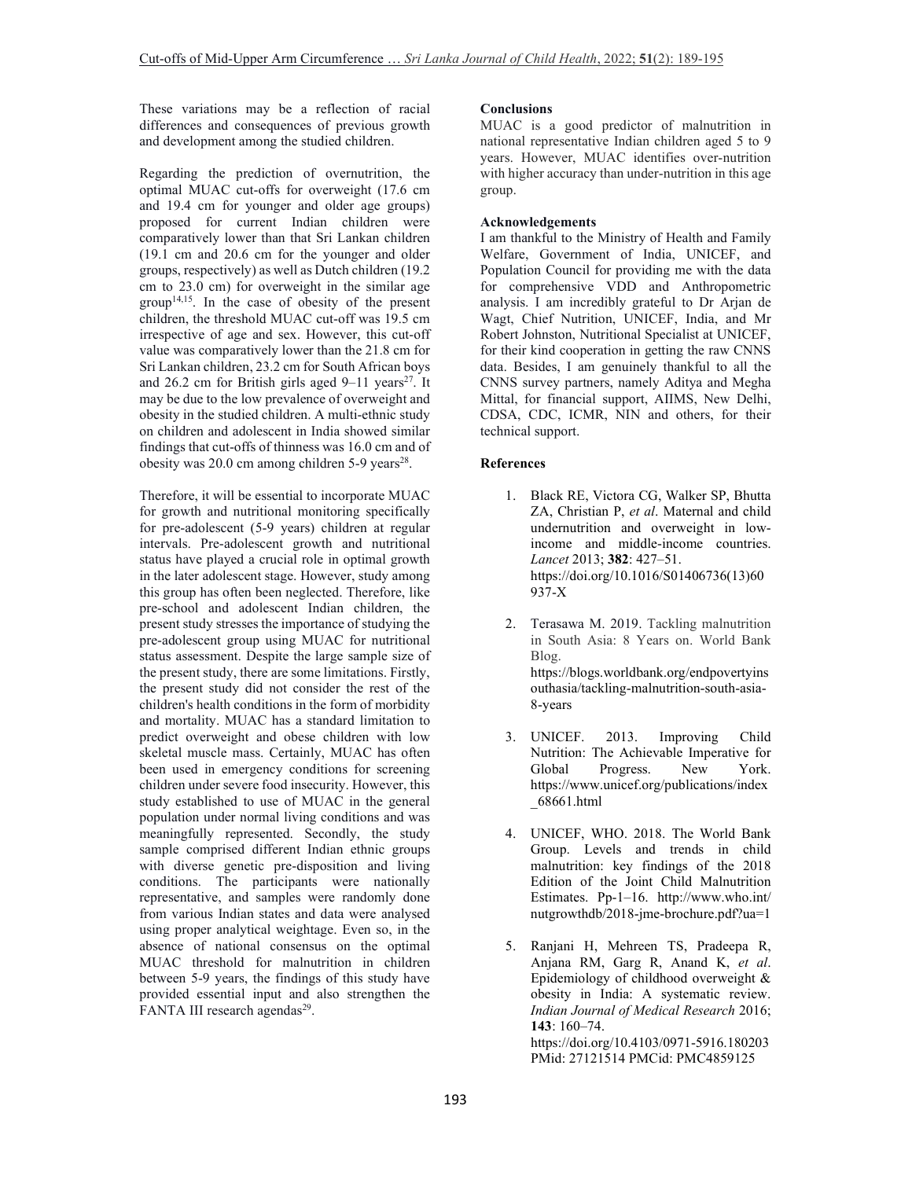These variations may be a reflection of racial differences and consequences of previous growth and development among the studied children.

Regarding the prediction of overnutrition, the optimal MUAC cut-offs for overweight (17.6 cm and 19.4 cm for younger and older age groups) proposed for current Indian children were comparatively lower than that Sri Lankan children (19.1 cm and 20.6 cm for the younger and older groups, respectively) as well as Dutch children (19.2 cm to 23.0 cm) for overweight in the similar age group[14,15]. In the case of obesity of the present children, the threshold MUAC cut-off was 19.5 cm irrespective of age and sex. However, this cut-off value was comparatively lower than the 21.8 cm for Sri Lankan children, 23.2 cm for South African boys and 26.2 cm for British girls aged 9–11 years[27]. It may be due to the low prevalence of overweight and obesity in the studied children. A multi-ethnic study on children and adolescent in India showed similar findings that cut-offs of thinness was 16.0 cm and of obesity was 20.0 cm among children 5-9 years[28].

Therefore, it will be essential to incorporate MUAC for growth and nutritional monitoring specifically for pre-adolescent (5-9 years) children at regular intervals. Pre-adolescent growth and nutritional status have played a crucial role in optimal growth in the later adolescent stage. However, study among this group has often been neglected. Therefore, like pre-school and adolescent Indian children, the present study stresses the importance of studying the pre-adolescent group using MUAC for nutritional status assessment. Despite the large sample size of the present study, there are some limitations. Firstly, the present study did not consider the rest of the children's health conditions in the form of morbidity and mortality. MUAC has a standard limitation to predict overweight and obese children with low skeletal muscle mass. Certainly, MUAC has often been used in emergency conditions for screening children under severe food insecurity. However, this study established to use of MUAC in the general population under normal living conditions and was meaningfully represented. Secondly, the study sample comprised different Indian ethnic groups with diverse genetic pre-disposition and living conditions. The participants were nationally representative, and samples were randomly done from various Indian states and data were analysed using proper analytical weightage. Even so, in the absence of national consensus on the optimal MUAC threshold for malnutrition in children between 5-9 years, the findings of this study have provided essential input and also strengthen the FANTA III research agendas[29].

**Conclusions**

MUAC is a good predictor of malnutrition in national representative Indian children aged 5 to 9 years. However, MUAC identifies over-nutrition with higher accuracy than under-nutrition in this age group.

**Acknowledgements**

I am thankful to the Ministry of Health and Family Welfare, Government of India, UNICEF, and Population Council for providing me with the data for comprehensive VDD and Anthropometric analysis. I am incredibly grateful to Dr Arjan de Wagt, Chief Nutrition, UNICEF, India, and Mr Robert Johnston, Nutritional Specialist at UNICEF, for their kind cooperation in getting the raw CNNS data. Besides, I am genuinely thankful to all the CNNS survey partners, namely Aditya and Megha Mittal, for financial support, AIIMS, New Delhi, CDSA, CDC, ICMR, NIN and others, for their technical support.

**References**

1. Black RE, Victora CG, Walker SP, Bhutta ZA, Christian P, *et al*. Maternal and child undernutrition and overweight in low-income and middle-income countries. *Lancet* 2013; **382**: 427–51. https://doi.org/10.1016/S01406736(13)60937-X

2. Terasawa M. 2019. Tackling malnutrition in South Asia: 8 Years on. World Bank Blog. https://blogs.worldbank.org/endpovertyinsouthasia/tackling-malnutrition-south-asia-8-years

3. UNICEF. 2013. Improving Child Nutrition: The Achievable Imperative for Global Progress. New York. https://www.unicef.org/publications/index_68661.html

4. UNICEF, WHO. 2018. The World Bank Group. Levels and trends in child malnutrition: key findings of the 2018 Edition of the Joint Child Malnutrition Estimates. Pp-1–16. http://www.who.int/nutgrowthdb/2018-jme-brochure.pdf?ua=1

5. Ranjani H, Mehreen TS, Pradeepa R, Anjana RM, Garg R, Anand K, *et al*. Epidemiology of childhood overweight & obesity in India: A systematic review. *Indian Journal of Medical Research* 2016; **143**: 160–74. https://doi.org/10.4103/0971-5916.180203 PMid: 27121514 PMCid: PMC4859125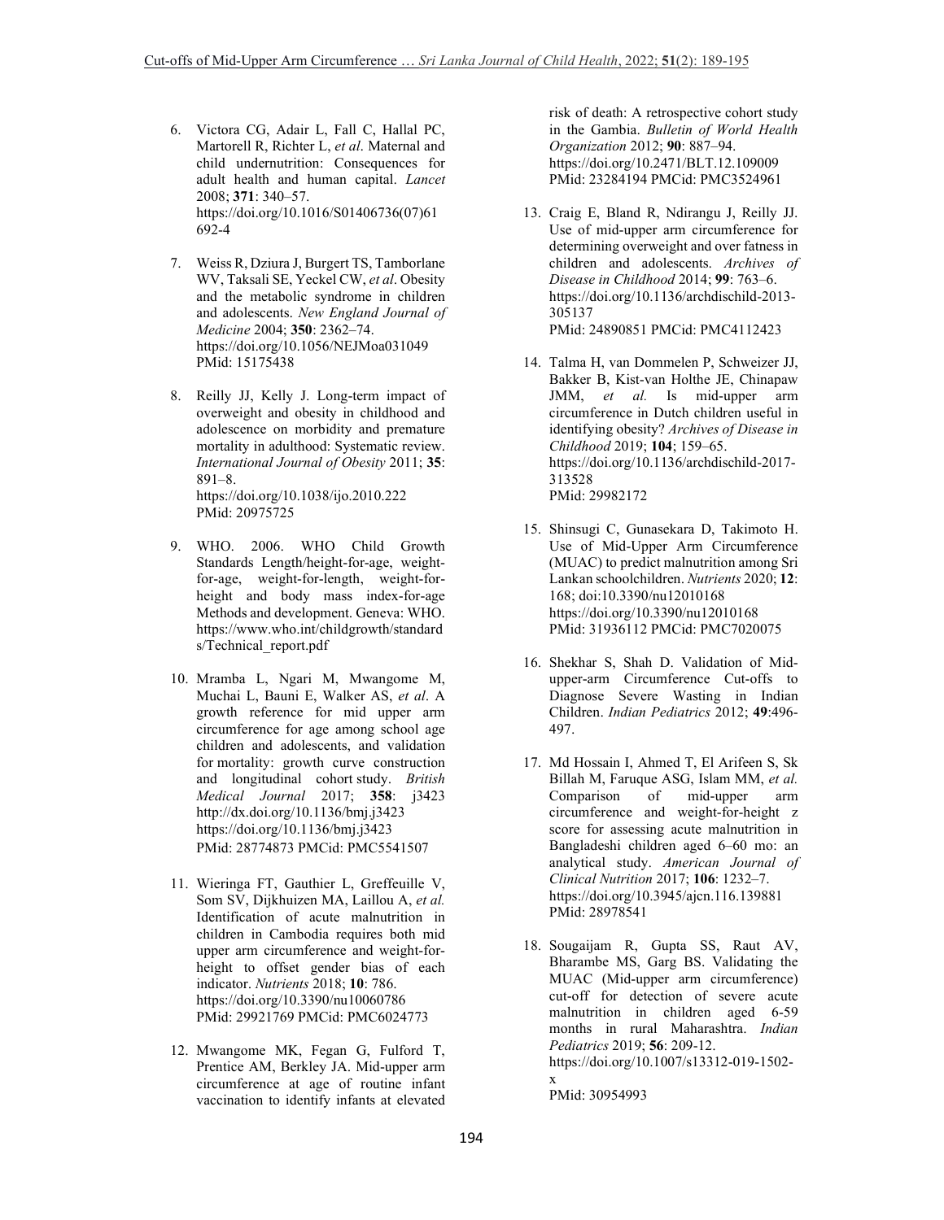6. Victora CG, Adair L, Fall C, Hallal PC, Martorell R, Richter L, *et al*. Maternal and child undernutrition: Consequences for adult health and human capital. *Lancet* 2008; **371**: 340–57. https://doi.org/10.1016/S01406736(07)61692-4

7. Weiss R, Dziura J, Burgert TS, Tamborlane WV, Taksali SE, Yeckel CW, *et al*. Obesity and the metabolic syndrome in children and adolescents. *New England Journal of Medicine* 2004; **350**: 2362–74. https://doi.org/10.1056/NEJMoa031049 PMid: 15175438

8. Reilly JJ, Kelly J. Long-term impact of overweight and obesity in childhood and adolescence on morbidity and premature mortality in adulthood: Systematic review. *International Journal of Obesity* 2011; **35**: 891–8. https://doi.org/10.1038/ijo.2010.222 PMid: 20975725

9. WHO. 2006. WHO Child Growth Standards Length/height-for-age, weight-for-age, weight-for-length, weight-for-height and body mass index-for-age Methods and development. Geneva: WHO. https://www.who.int/childgrowth/standards/Technical_report.pdf

10. Mramba L, Ngari M, Mwangome M, Muchai L, Bauni E, Walker AS, *et al*. A growth reference for mid upper arm circumference for age among school age children and adolescents, and validation for mortality: growth curve construction and longitudinal cohort study. *British Medical Journal* 2017; **358**: j3423 http://dx.doi.org/10.1136/bmj.j3423 https://doi.org/10.1136/bmj.j3423 PMid: 28774873 PMCid: PMC5541507

11. Wieringa FT, Gauthier L, Greffeuille V, Som SV, Dijkhuizen MA, Laillou A, *et al.* Identification of acute malnutrition in children in Cambodia requires both mid upper arm circumference and weight-for-height to offset gender bias of each indicator. *Nutrients* 2018; **10**: 786. https://doi.org/10.3390/nu10060786 PMid: 29921769 PMCid: PMC6024773

12. Mwangome MK, Fegan G, Fulford T, Prentice AM, Berkley JA. Mid-upper arm circumference at age of routine infant vaccination to identify infants at elevated risk of death: A retrospective cohort study in the Gambia. *Bulletin of World Health Organization* 2012; **90**: 887–94. https://doi.org/10.2471/BLT.12.109009 PMid: 23284194 PMCid: PMC3524961

13. Craig E, Bland R, Ndirangu J, Reilly JJ. Use of mid-upper arm circumference for determining overweight and over fatness in children and adolescents. *Archives of Disease in Childhood* 2014; **99**: 763–6. https://doi.org/10.1136/archdischild-2013-305137 PMid: 24890851 PMCid: PMC4112423

14. Talma H, van Dommelen P, Schweizer JJ, Bakker B, Kist-van Holthe JE, Chinapaw JMM, *et al.* Is mid-upper arm circumference in Dutch children useful in identifying obesity? *Archives of Disease in Childhood* 2019; **104**; 159–65. https://doi.org/10.1136/archdischild-2017-313528 PMid: 29982172

15. Shinsugi C, Gunasekara D, Takimoto H. Use of Mid-Upper Arm Circumference (MUAC) to predict malnutrition among Sri Lankan schoolchildren. *Nutrients* 2020; **12**: 168; doi:10.3390/nu12010168 https://doi.org/10.3390/nu12010168 PMid: 31936112 PMCid: PMC7020075

16. Shekhar S, Shah D. Validation of Mid-upper-arm Circumference Cut-offs to Diagnose Severe Wasting in Indian Children. *Indian Pediatrics* 2012; **49**:496-497.

17. Md Hossain I, Ahmed T, El Arifeen S, Sk Billah M, Faruque ASG, Islam MM, *et al.* Comparison of mid-upper arm circumference and weight-for-height z score for assessing acute malnutrition in Bangladeshi children aged 6–60 mo: an analytical study. *American Journal of Clinical Nutrition* 2017; **106**: 1232–7. https://doi.org/10.3945/ajcn.116.139881 PMid: 28978541

18. Sougaijam R, Gupta SS, Raut AV, Bharambe MS, Garg BS. Validating the MUAC (Mid-upper arm circumference) cut-off for detection of severe acute malnutrition in children aged 6-59 months in rural Maharashtra. *Indian Pediatrics* 2019; **56**: 209-12. https://doi.org/10.1007/s13312-019-1502-x PMid: 30954993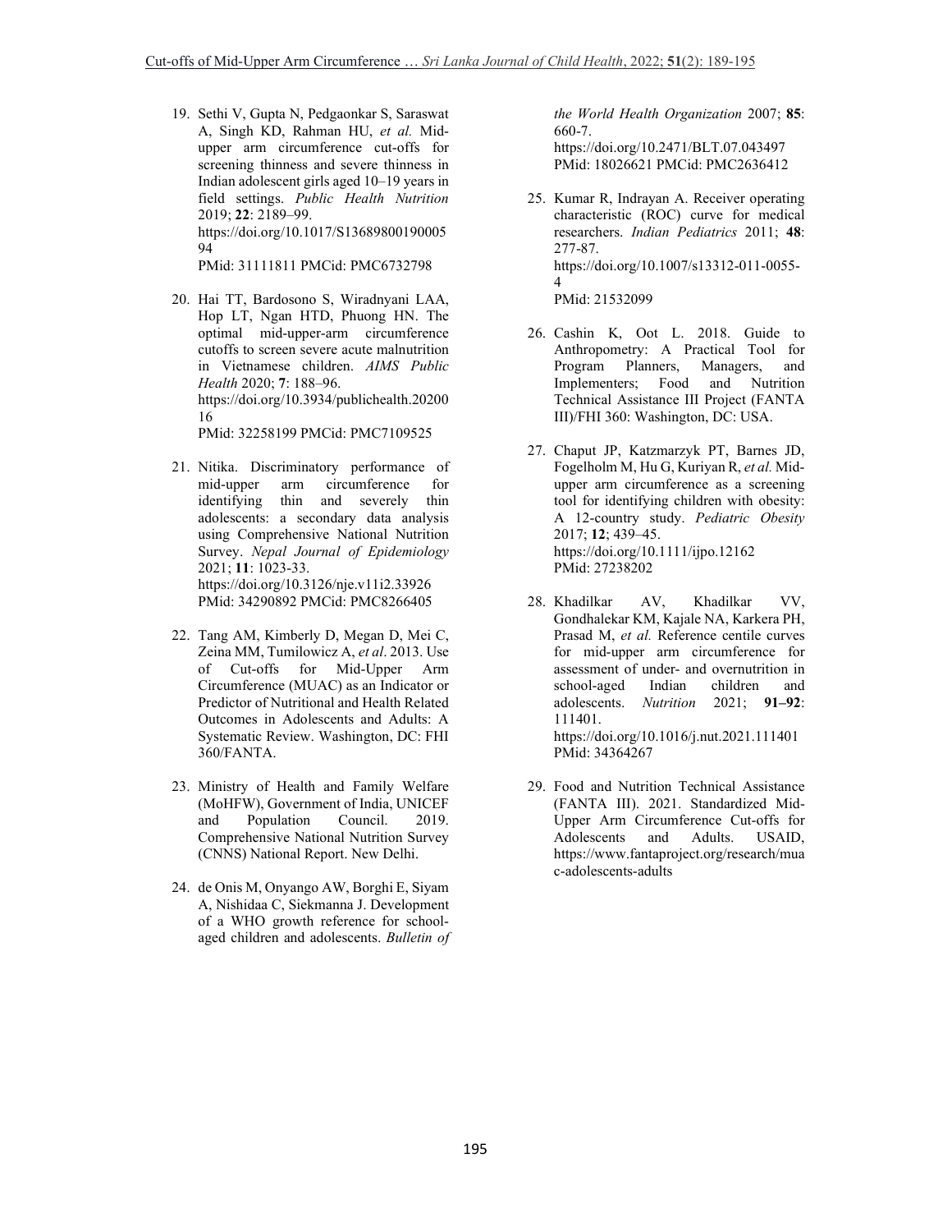19. Sethi V, Gupta N, Pedgaonkar S, Saraswat A, Singh KD, Rahman HU, *et al.* Mid-upper arm circumference cut-offs for screening thinness and severe thinness in Indian adolescent girls aged 10–19 years in field settings. *Public Health Nutrition* 2019; **22**: 2189–99. https://doi.org/10.1017/S1368980019000594 PMid: 31111811 PMCid: PMC6732798

20. Hai TT, Bardosono S, Wiradnyani LAA, Hop LT, Ngan HTD, Phuong HN. The optimal mid-upper-arm circumference cutoffs to screen severe acute malnutrition in Vietnamese children. *AIMS Public Health* 2020; **7**: 188–96. https://doi.org/10.3934/publichealth.2020016 PMid: 32258199 PMCid: PMC7109525

21. Nitika. Discriminatory performance of mid-upper arm circumference for identifying thin and severely thin adolescents: a secondary data analysis using Comprehensive National Nutrition Survey. *Nepal Journal of Epidemiology* 2021; **11**: 1023-33. https://doi.org/10.3126/nje.v11i2.33926 PMid: 34290892 PMCid: PMC8266405

22. Tang AM, Kimberly D, Megan D, Mei C, Zeina MM, Tumilowicz A, *et al*. 2013. Use of Cut-offs for Mid-Upper Arm Circumference (MUAC) as an Indicator or Predictor of Nutritional and Health Related Outcomes in Adolescents and Adults: A Systematic Review. Washington, DC: FHI 360/FANTA.

23. Ministry of Health and Family Welfare (MoHFW), Government of India, UNICEF and Population Council. 2019. Comprehensive National Nutrition Survey (CNNS) National Report. New Delhi.

24. de Onis M, Onyango AW, Borghi E, Siyam A, Nishidaa C, Siekmanna J. Development of a WHO growth reference for school-aged children and adolescents. *Bulletin of the World Health Organization* 2007; **85**: 660-7. https://doi.org/10.2471/BLT.07.043497 PMid: 18026621 PMCid: PMC2636412

25. Kumar R, Indrayan A. Receiver operating characteristic (ROC) curve for medical researchers. *Indian Pediatrics* 2011; **48**: 277-87. https://doi.org/10.1007/s13312-011-0055-4 PMid: 21532099

26. Cashin K, Oot L. 2018. Guide to Anthropometry: A Practical Tool for Program Planners, Managers, and Implementers; Food and Nutrition Technical Assistance III Project (FANTA III)/FHI 360: Washington, DC: USA.

27. Chaput JP, Katzmarzyk PT, Barnes JD, Fogelholm M, Hu G, Kuriyan R, *et al.* Mid-upper arm circumference as a screening tool for identifying children with obesity: A 12-country study. *Pediatric Obesity* 2017; **12**; 439–45. https://doi.org/10.1111/ijpo.12162 PMid: 27238202

28. Khadilkar AV, Khadilkar VV, Gondhalekar KM, Kajale NA, Karkera PH, Prasad M, *et al.* Reference centile curves for mid-upper arm circumference for assessment of under- and overnutrition in school-aged Indian children and adolescents. *Nutrition* 2021; **91–92**: 111401. https://doi.org/10.1016/j.nut.2021.111401 PMid: 34364267

29. Food and Nutrition Technical Assistance (FANTA III). 2021. Standardized Mid-Upper Arm Circumference Cut-offs for Adolescents and Adults. USAID, https://www.fantaproject.org/research/muac-adolescents-adults